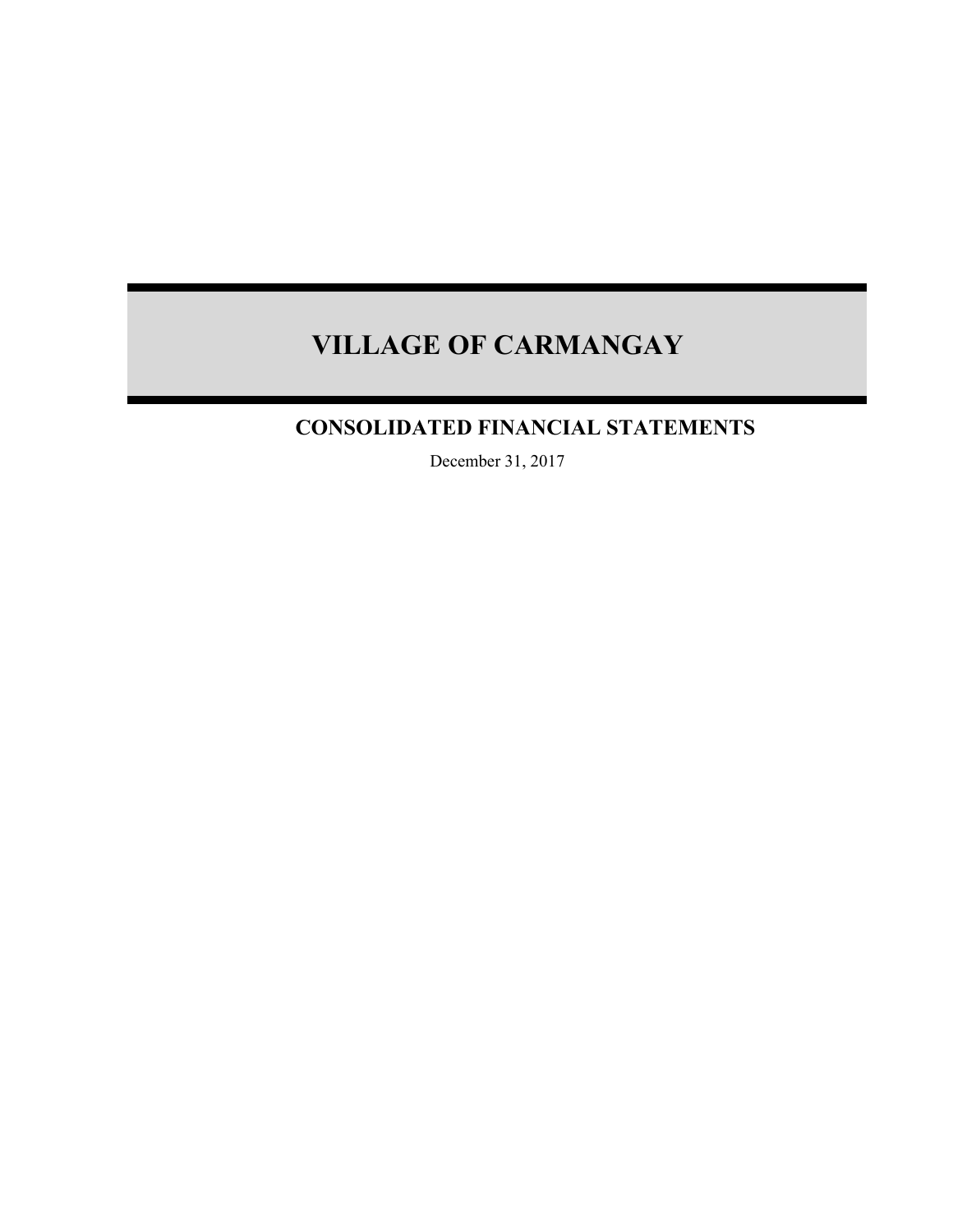# VILLAGE OF CARMANGAY

## CONSOLIDATED FINANCIAL STATEMENTS

December 31, 2017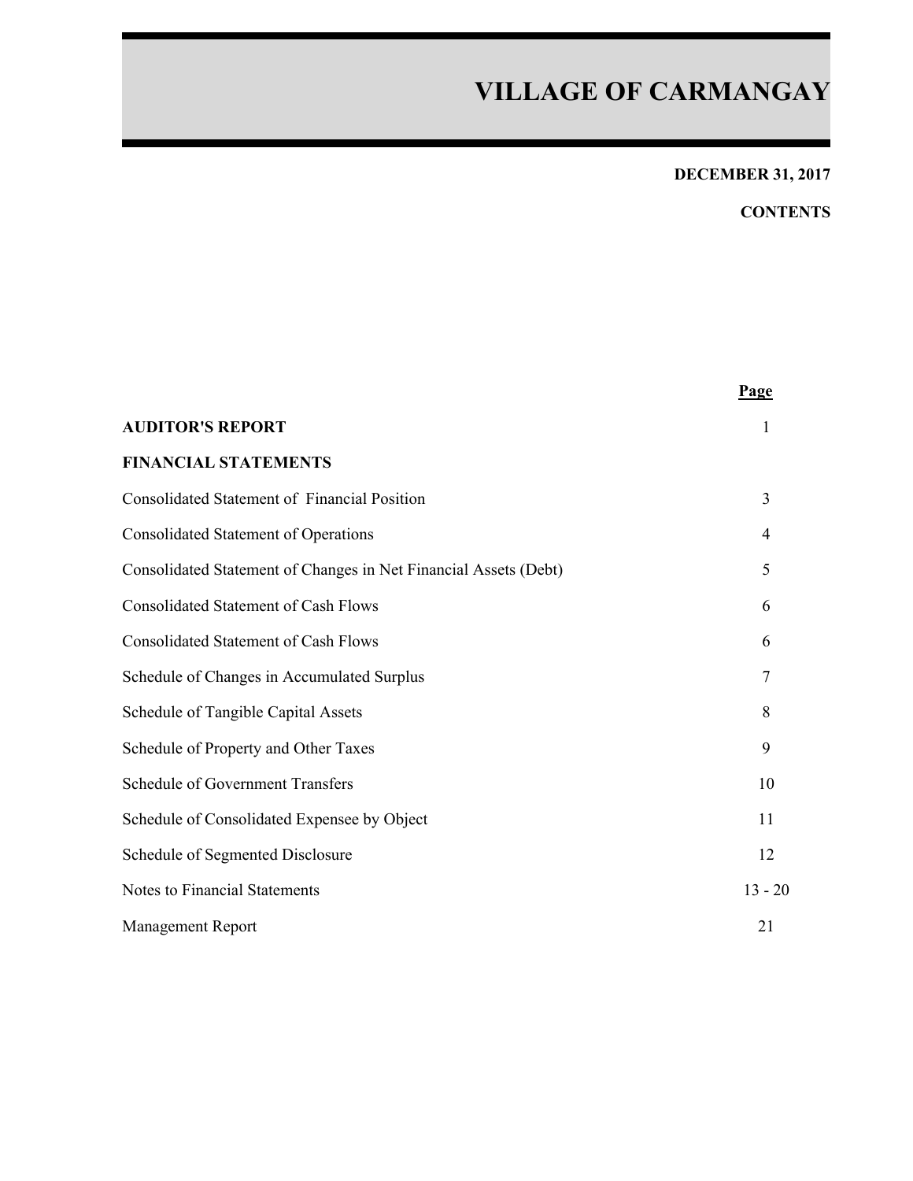# VILLAGE OF CARMANGAY

**DECEMBER 31, 2017**

**CONTENTS**

| | Page |
|---|---|
| **AUDITOR'S REPORT** | 1 |
| **FINANCIAL STATEMENTS** | |
| Consolidated Statement of Financial Position | 3 |
| Consolidated Statement of Operations | 4 |
| Consolidated Statement of Changes in Net Financial Assets (Debt) | 5 |
| Consolidated Statement of Cash Flows | 6 |
| Consolidated Statement of Cash Flows | 6 |
| Schedule of Changes in Accumulated Surplus | 7 |
| Schedule of Tangible Capital Assets | 8 |
| Schedule of Property and Other Taxes | 9 |
| Schedule of Government Transfers | 10 |
| Schedule of Consolidated Expensee by Object | 11 |
| Schedule of Segmented Disclosure | 12 |
| Notes to Financial Statements | 13 - 20 |
| Management Report | 21 |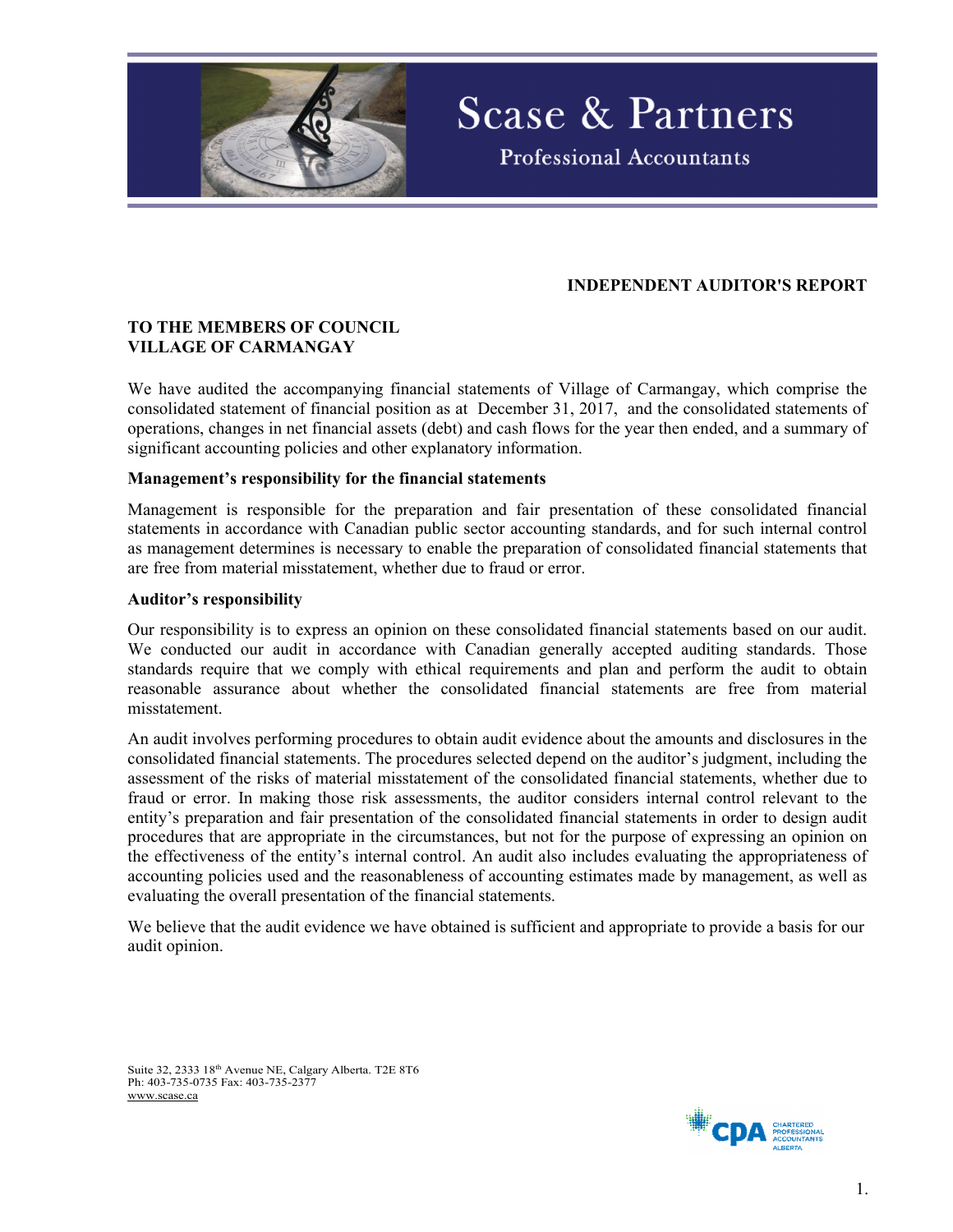Scase & Partners

Professional Accountants

## INDEPENDENT AUDITOR'S REPORT

**TO THE MEMBERS OF COUNCIL**
**VILLAGE OF CARMANGAY**

We have audited the accompanying financial statements of Village of Carmangay, which comprise the consolidated statement of financial position as at December 31, 2017, and the consolidated statements of operations, changes in net financial assets (debt) and cash flows for the year then ended, and a summary of significant accounting policies and other explanatory information.

### Management's responsibility for the financial statements

Management is responsible for the preparation and fair presentation of these consolidated financial statements in accordance with Canadian public sector accounting standards, and for such internal control as management determines is necessary to enable the preparation of consolidated financial statements that are free from material misstatement, whether due to fraud or error.

### Auditor's responsibility

Our responsibility is to express an opinion on these consolidated financial statements based on our audit. We conducted our audit in accordance with Canadian generally accepted auditing standards. Those standards require that we comply with ethical requirements and plan and perform the audit to obtain reasonable assurance about whether the consolidated financial statements are free from material misstatement.

An audit involves performing procedures to obtain audit evidence about the amounts and disclosures in the consolidated financial statements. The procedures selected depend on the auditor's judgment, including the assessment of the risks of material misstatement of the consolidated financial statements, whether due to fraud or error. In making those risk assessments, the auditor considers internal control relevant to the entity's preparation and fair presentation of the consolidated financial statements in order to design audit procedures that are appropriate in the circumstances, but not for the purpose of expressing an opinion on the effectiveness of the entity's internal control. An audit also includes evaluating the appropriateness of accounting policies used and the reasonableness of accounting estimates made by management, as well as evaluating the overall presentation of the financial statements.

We believe that the audit evidence we have obtained is sufficient and appropriate to provide a basis for our audit opinion.

Suite 32, 2333 18th Avenue NE, Calgary Alberta. T2E 8T6
Ph: 403-735-0735 Fax: 403-735-2377
www.scase.ca

CPA CHARTERED PROFESSIONAL ACCOUNTANTS ALBERTA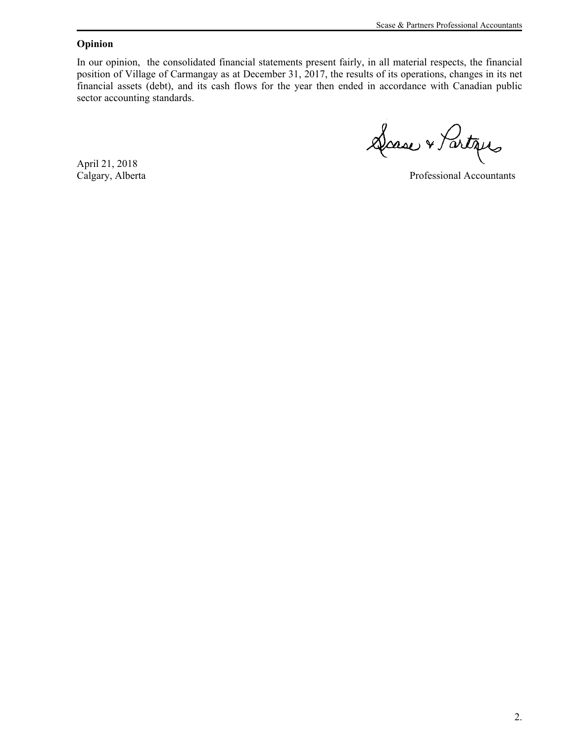**Opinion**

In our opinion, the consolidated financial statements present fairly, in all material respects, the financial position of Village of Carmangay as at December 31, 2017, the results of its operations, changes in its net financial assets (debt), and its cash flows for the year then ended in accordance with Canadian public sector accounting standards.

Scase & Partners

April 21, 2018
Calgary, Alberta

Professional Accountants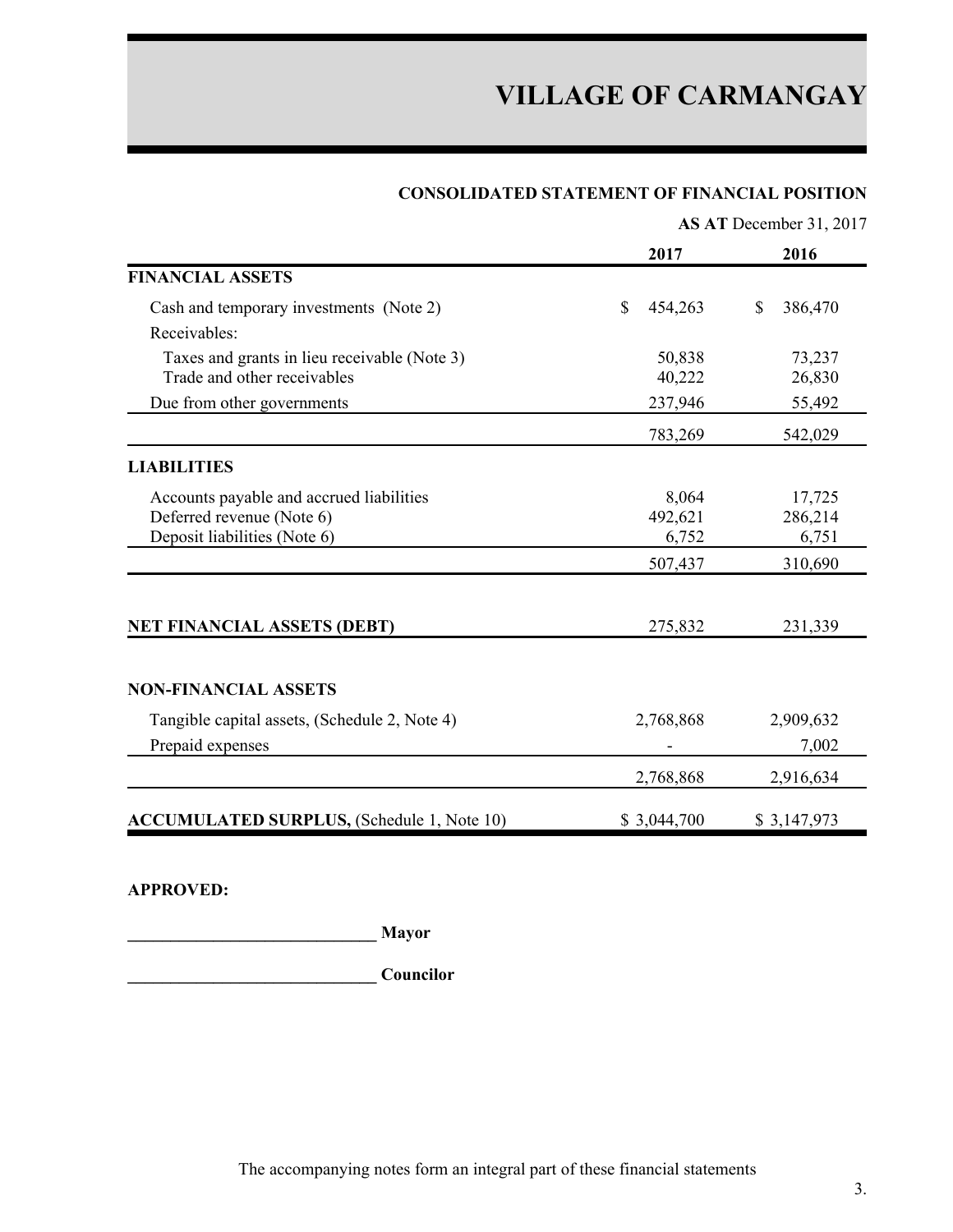# VILLAGE OF CARMANGAY

## CONSOLIDATED STATEMENT OF FINANCIAL POSITION

**AS AT** December 31, 2017

| | 2017 | 2016 |
|---|---|---|
| **FINANCIAL ASSETS** | | |
| Cash and temporary investments (Note 2) | $ 454,263 | $ 386,470 |
| Receivables: | | |
| Taxes and grants in lieu receivable (Note 3) | 50,838 | 73,237 |
| Trade and other receivables | 40,222 | 26,830 |
| Due from other governments | 237,946 | 55,492 |
| | 783,269 | 542,029 |
| **LIABILITIES** | | |
| Accounts payable and accrued liabilities | 8,064 | 17,725 |
| Deferred revenue (Note 6) | 492,621 | 286,214 |
| Deposit liabilities (Note 6) | 6,752 | 6,751 |
| | 507,437 | 310,690 |
| **NET FINANCIAL ASSETS (DEBT)** | 275,832 | 231,339 |
| **NON-FINANCIAL ASSETS** | | |
| Tangible capital assets, (Schedule 2, Note 4) | 2,768,868 | 2,909,632 |
| Prepaid expenses | - | 7,002 |
| | 2,768,868 | 2,916,634 |
| **ACCUMULATED SURPLUS,** (Schedule 1, Note 10) | $ 3,044,700 | $ 3,147,973 |

**APPROVED:**

_____________________________ **Mayor**

_____________________________ **Councilor**

The accompanying notes form an integral part of these financial statements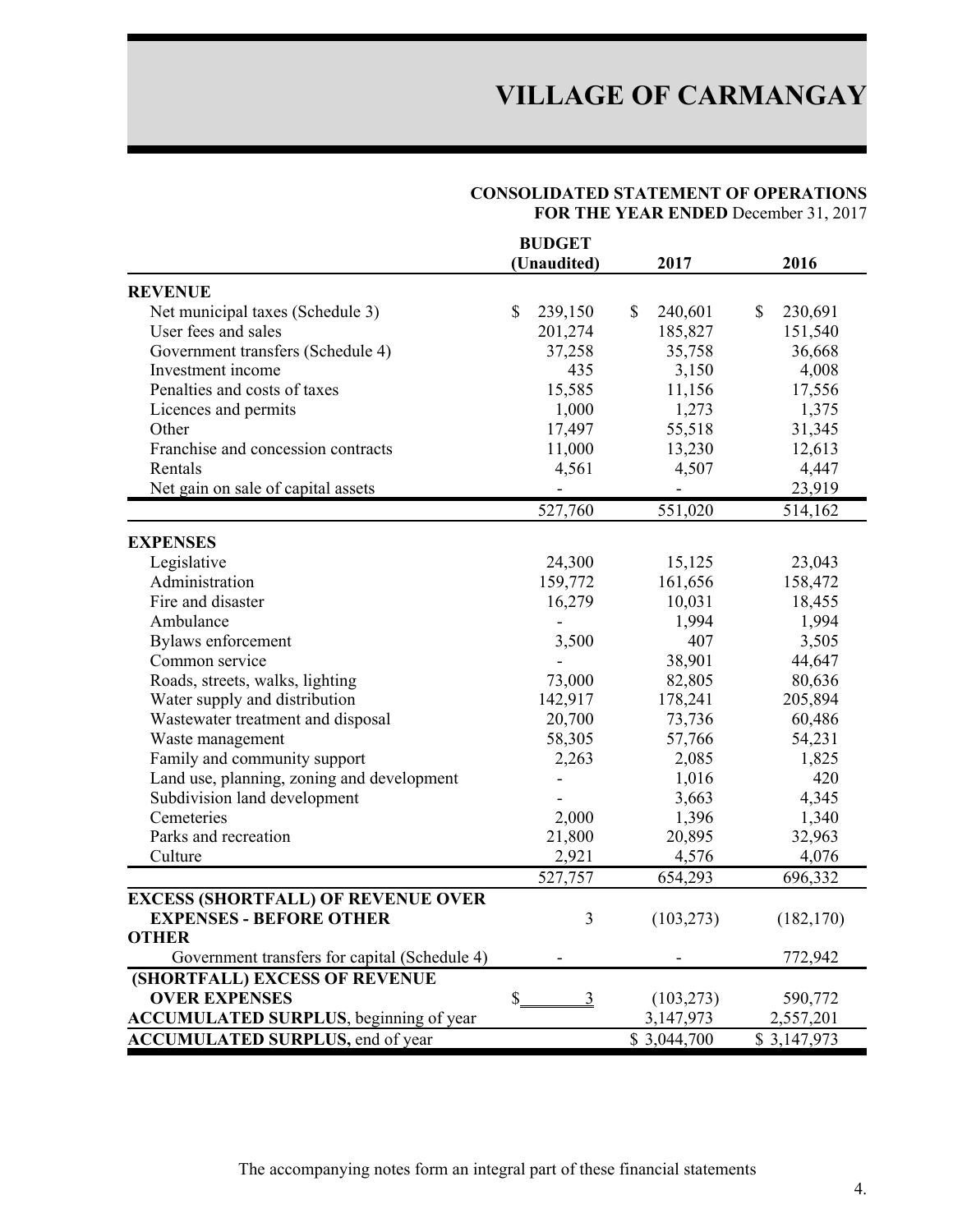# VILLAGE OF CARMANGAY

**CONSOLIDATED STATEMENT OF OPERATIONS**
**FOR THE YEAR ENDED** December 31, 2017

| | BUDGET (Unaudited) | 2017 | 2016 |
|---|---|---|---|
| **REVENUE** | | | |
| Net municipal taxes (Schedule 3) | $ 239,150 | $ 240,601 | $ 230,691 |
| User fees and sales | 201,274 | 185,827 | 151,540 |
| Government transfers (Schedule 4) | 37,258 | 35,758 | 36,668 |
| Investment income | 435 | 3,150 | 4,008 |
| Penalties and costs of taxes | 15,585 | 11,156 | 17,556 |
| Licences and permits | 1,000 | 1,273 | 1,375 |
| Other | 17,497 | 55,518 | 31,345 |
| Franchise and concession contracts | 11,000 | 13,230 | 12,613 |
| Rentals | 4,561 | 4,507 | 4,447 |
| Net gain on sale of capital assets | - | - | 23,919 |
| | 527,760 | 551,020 | 514,162 |
| **EXPENSES** | | | |
| Legislative | 24,300 | 15,125 | 23,043 |
| Administration | 159,772 | 161,656 | 158,472 |
| Fire and disaster | 16,279 | 10,031 | 18,455 |
| Ambulance | - | 1,994 | 1,994 |
| Bylaws enforcement | 3,500 | 407 | 3,505 |
| Common service | - | 38,901 | 44,647 |
| Roads, streets, walks, lighting | 73,000 | 82,805 | 80,636 |
| Water supply and distribution | 142,917 | 178,241 | 205,894 |
| Wastewater treatment and disposal | 20,700 | 73,736 | 60,486 |
| Waste management | 58,305 | 57,766 | 54,231 |
| Family and community support | 2,263 | 2,085 | 1,825 |
| Land use, planning, zoning and development | - | 1,016 | 420 |
| Subdivision land development | - | 3,663 | 4,345 |
| Cemeteries | 2,000 | 1,396 | 1,340 |
| Parks and recreation | 21,800 | 20,895 | 32,963 |
| Culture | 2,921 | 4,576 | 4,076 |
| | 527,757 | 654,293 | 696,332 |
| **EXCESS (SHORTFALL) OF REVENUE OVER EXPENSES - BEFORE OTHER** | 3 | (103,273) | (182,170) |
| **OTHER** | | | |
| Government transfers for capital (Schedule 4) | - | - | 772,942 |
| **(SHORTFALL) EXCESS OF REVENUE OVER EXPENSES** | $ 3 | (103,273) | 590,772 |
| **ACCUMULATED SURPLUS**, beginning of year | | 3,147,973 | 2,557,201 |
| **ACCUMULATED SURPLUS,** end of year | | $ 3,044,700 | $ 3,147,973 |

The accompanying notes form an integral part of these financial statements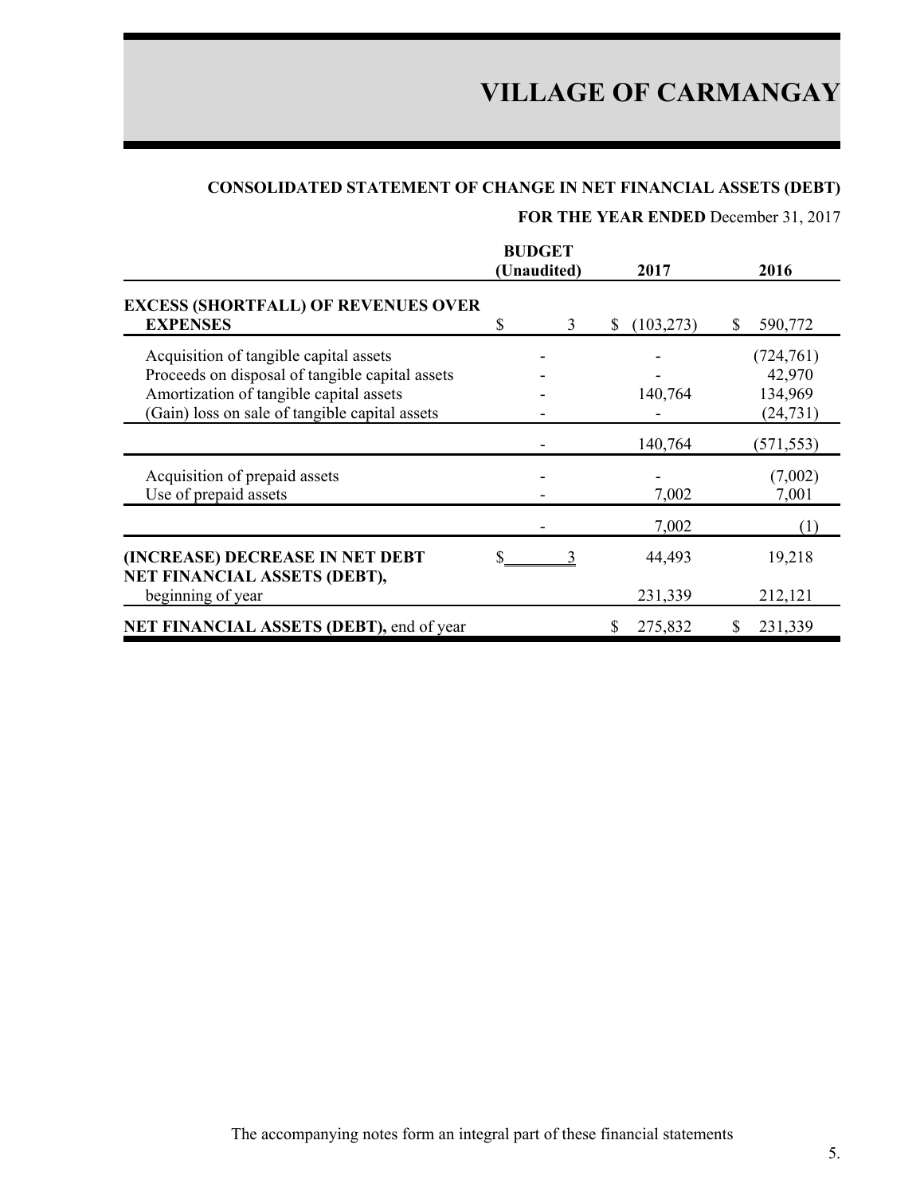# VILLAGE OF CARMANGAY

## CONSOLIDATED STATEMENT OF CHANGE IN NET FINANCIAL ASSETS (DEBT)

**FOR THE YEAR ENDED** December 31, 2017

| | BUDGET (Unaudited) | 2017 | 2016 |
|---|---|---|---|
| **EXCESS (SHORTFALL) OF REVENUES OVER EXPENSES** | $ 3 | $ (103,273) | $ 590,772 |
| Acquisition of tangible capital assets | - | - | (724,761) |
| Proceeds on disposal of tangible capital assets | - | - | 42,970 |
| Amortization of tangible capital assets | - | 140,764 | 134,969 |
| (Gain) loss on sale of tangible capital assets | - | - | (24,731) |
| | - | 140,764 | (571,553) |
| Acquisition of prepaid assets | - | - | (7,002) |
| Use of prepaid assets | - | 7,002 | 7,001 |
| | - | 7,002 | (1) |
| **(INCREASE) DECREASE IN NET DEBT** | $ 3 | 44,493 | 19,218 |
| **NET FINANCIAL ASSETS (DEBT),** beginning of year | | 231,339 | 212,121 |
| **NET FINANCIAL ASSETS (DEBT),** end of year | | $ 275,832 | $ 231,339 |

The accompanying notes form an integral part of these financial statements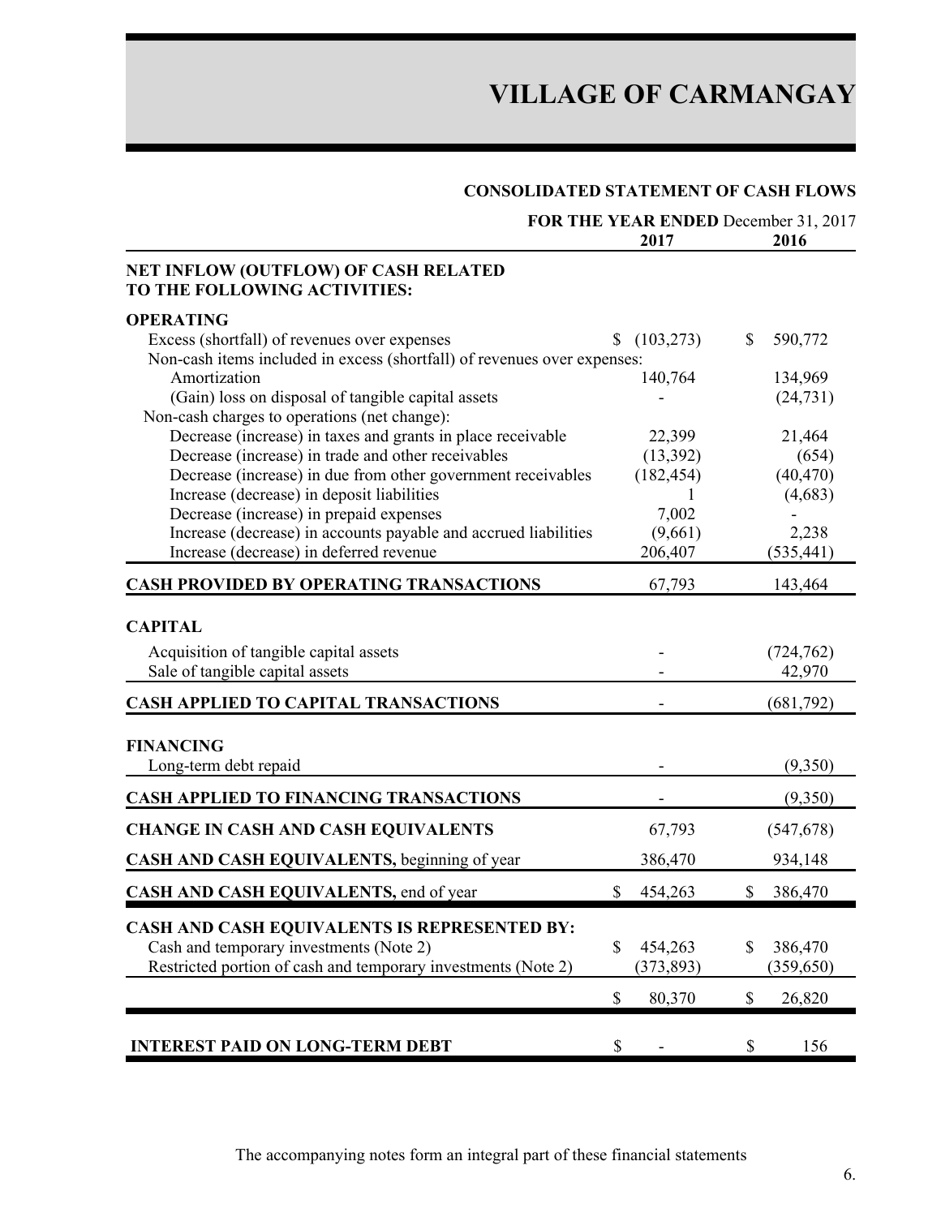# VILLAGE OF CARMANGAY

## CONSOLIDATED STATEMENT OF CASH FLOWS

**FOR THE YEAR ENDED** December 31, 2017

| | 2017 | 2016 |
|---|---|---|
| **NET INFLOW (OUTFLOW) OF CASH RELATED TO THE FOLLOWING ACTIVITIES:** | | |
| **OPERATING** | | |
| Excess (shortfall) of revenues over expenses | $ (103,273) | $ 590,772 |
| Non-cash items included in excess (shortfall) of revenues over expenses: | | |
| Amortization | 140,764 | 134,969 |
| (Gain) loss on disposal of tangible capital assets | - | (24,731) |
| Non-cash charges to operations (net change): | | |
| Decrease (increase) in taxes and grants in place receivable | 22,399 | 21,464 |
| Decrease (increase) in trade and other receivables | (13,392) | (654) |
| Decrease (increase) in due from other government receivables | (182,454) | (40,470) |
| Increase (decrease) in deposit liabilities | 1 | (4,683) |
| Decrease (increase) in prepaid expenses | 7,002 | - |
| Increase (decrease) in accounts payable and accrued liabilities | (9,661) | 2,238 |
| Increase (decrease) in deferred revenue | 206,407 | (535,441) |
| **CASH PROVIDED BY OPERATING TRANSACTIONS** | 67,793 | 143,464 |
| **CAPITAL** | | |
| Acquisition of tangible capital assets | - | (724,762) |
| Sale of tangible capital assets | - | 42,970 |
| **CASH APPLIED TO CAPITAL TRANSACTIONS** | - | (681,792) |
| **FINANCING** | | |
| Long-term debt repaid | - | (9,350) |
| **CASH APPLIED TO FINANCING TRANSACTIONS** | - | (9,350) |
| **CHANGE IN CASH AND CASH EQUIVALENTS** | 67,793 | (547,678) |
| **CASH AND CASH EQUIVALENTS,** beginning of year | 386,470 | 934,148 |
| **CASH AND CASH EQUIVALENTS,** end of year | $ 454,263 | $ 386,470 |
| **CASH AND CASH EQUIVALENTS IS REPRESENTED BY:** | | |
| Cash and temporary investments (Note 2) | $ 454,263 | $ 386,470 |
| Restricted portion of cash and temporary investments (Note 2) | (373,893) | (359,650) |
| | $ 80,370 | $ 26,820 |
| **INTEREST PAID ON LONG-TERM DEBT** | $ - | $ 156 |

The accompanying notes form an integral part of these financial statements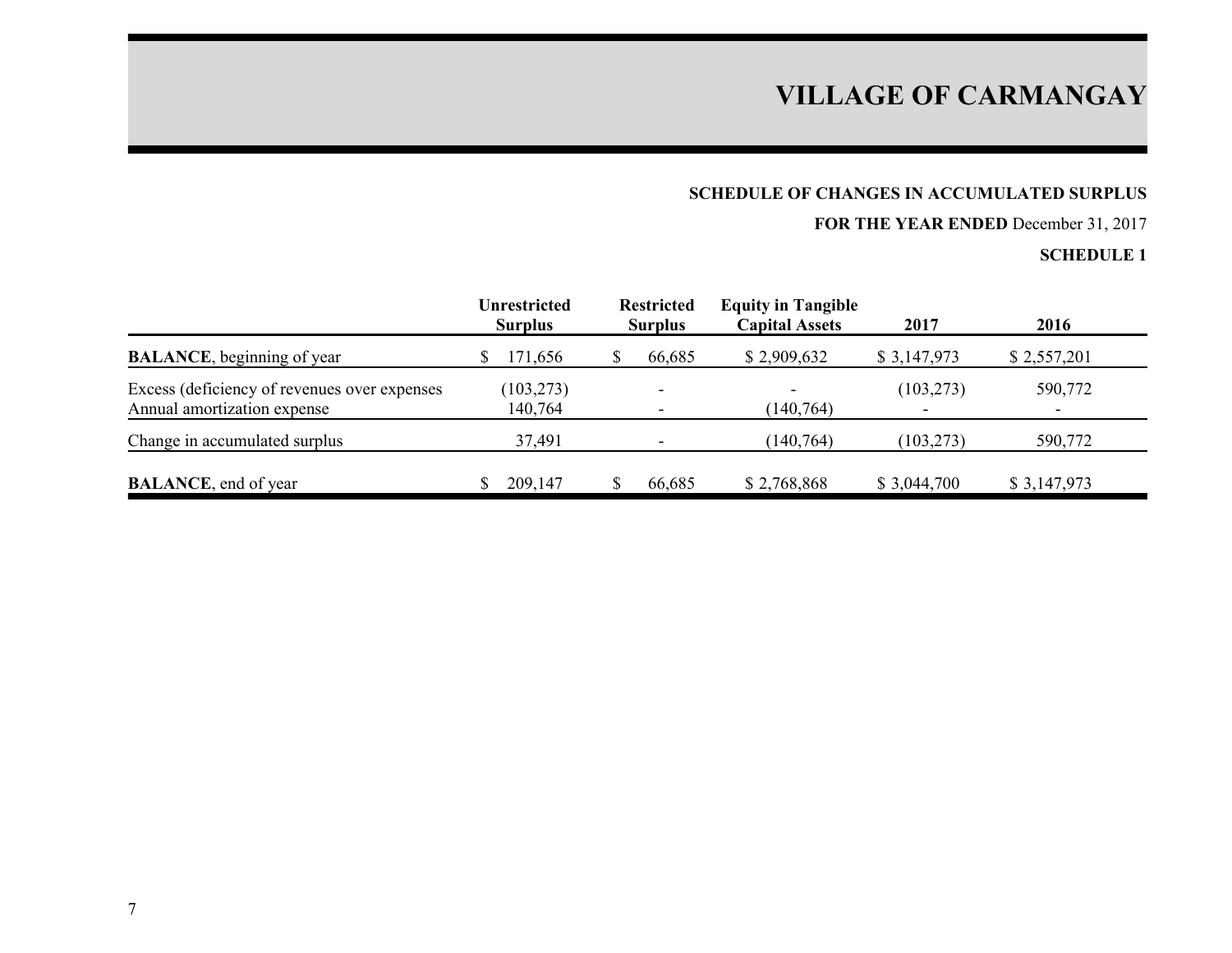# VILLAGE OF CARMANGAY

**SCHEDULE OF CHANGES IN ACCUMULATED SURPLUS**

**FOR THE YEAR ENDED** December 31, 2017

**SCHEDULE 1**

| | Unrestricted Surplus | Restricted Surplus | Equity in Tangible Capital Assets | 2017 | 2016 |
|---|---|---|---|---|---|
| **BALANCE**, beginning of year | $ 171,656 | $ 66,685 | $ 2,909,632 | $ 3,147,973 | $ 2,557,201 |
| Excess (deficiency of revenues over expenses | (103,273) | - | - | (103,273) | 590,772 |
| Annual amortization expense | 140,764 | - | (140,764) | - | - |
| Change in accumulated surplus | 37,491 | - | (140,764) | (103,273) | 590,772 |
| **BALANCE**, end of year | $ 209,147 | $ 66,685 | $ 2,768,868 | $ 3,044,700 | $ 3,147,973 |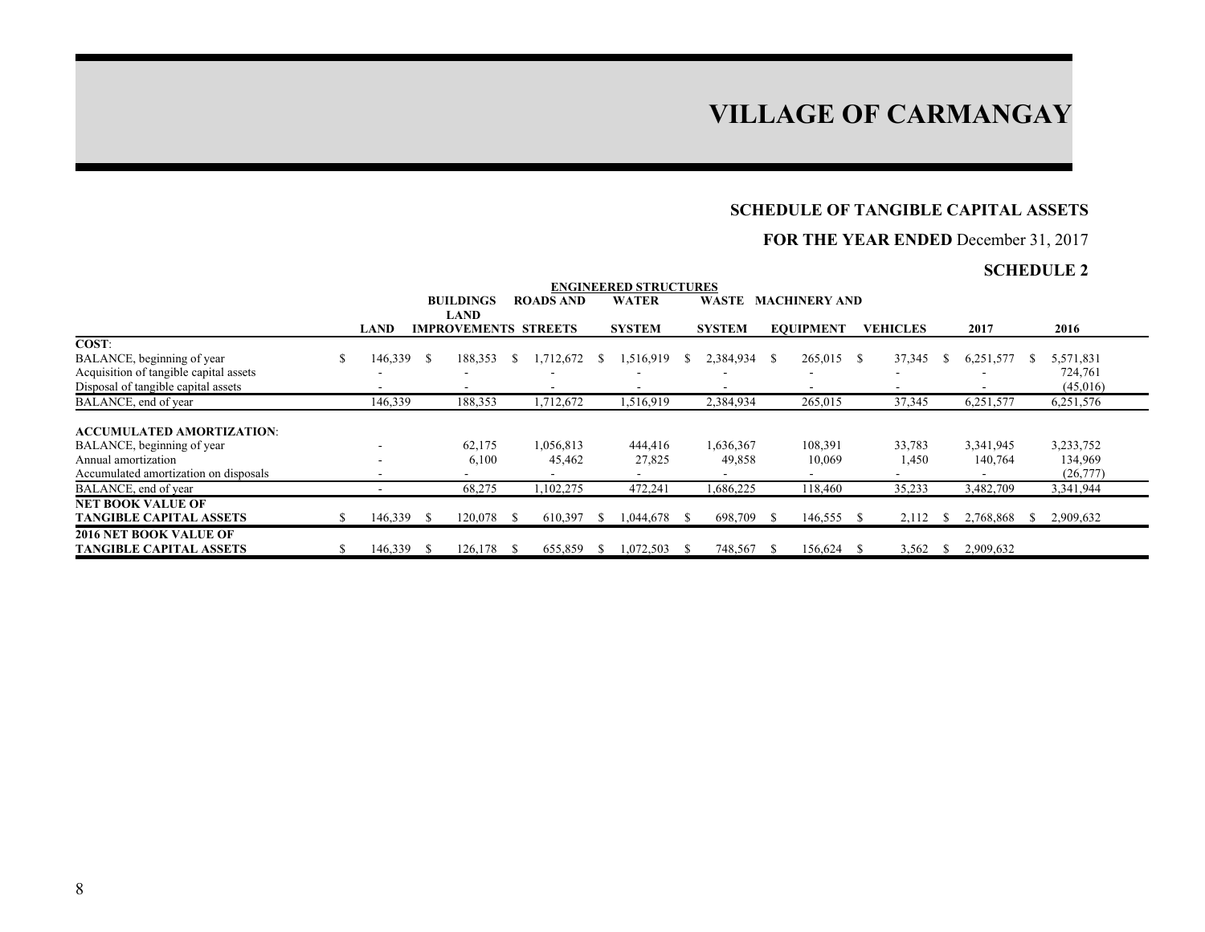# VILLAGE OF CARMANGAY

## SCHEDULE OF TANGIBLE CAPITAL ASSETS

### FOR THE YEAR ENDED December 31, 2017

### SCHEDULE 2

| | | | ENGINEERED STRUCTURES | | | | | | |
|---|---|---|---|---|---|---|---|---|---|
| | LAND | BUILDINGS LAND IMPROVEMENTS | ROADS AND STREETS | WATER SYSTEM | WASTE SYSTEM | MACHINERY AND EQUIPMENT | VEHICLES | 2017 | 2016 |
| **COST**: | | | | | | | | | |
| BALANCE, beginning of year | $ 146,339 | $ 188,353 | $ 1,712,672 | $ 1,516,919 | $ 2,384,934 | $ 265,015 | $ 37,345 | $ 6,251,577 | $ 5,571,831 |
| Acquisition of tangible capital assets | - | - | - | - | - | - | - | - | 724,761 |
| Disposal of tangible capital assets | - | - | - | - | - | - | - | - | (45,016) |
| BALANCE, end of year | 146,339 | 188,353 | 1,712,672 | 1,516,919 | 2,384,934 | 265,015 | 37,345 | 6,251,577 | 6,251,576 |
| **ACCUMULATED AMORTIZATION**: | | | | | | | | | |
| BALANCE, beginning of year | - | 62,175 | 1,056,813 | 444,416 | 1,636,367 | 108,391 | 33,783 | 3,341,945 | 3,233,752 |
| Annual amortization | - | 6,100 | 45,462 | 27,825 | 49,858 | 10,069 | 1,450 | 140,764 | 134,969 |
| Accumulated amortization on disposals | - | - | - | - | - | - | - | - | (26,777) |
| BALANCE, end of year | - | 68,275 | 1,102,275 | 472,241 | 1,686,225 | 118,460 | 35,233 | 3,482,709 | 3,341,944 |
| **NET BOOK VALUE OF TANGIBLE CAPITAL ASSETS** | $ 146,339 | $ 120,078 | $ 610,397 | $ 1,044,678 | $ 698,709 | $ 146,555 | $ 2,112 | $ 2,768,868 | $ 2,909,632 |
| **2016 NET BOOK VALUE OF TANGIBLE CAPITAL ASSETS** | $ 146,339 | $ 126,178 | $ 655,859 | $ 1,072,503 | $ 748,567 | $ 156,624 | $ 3,562 | $ 2,909,632 | |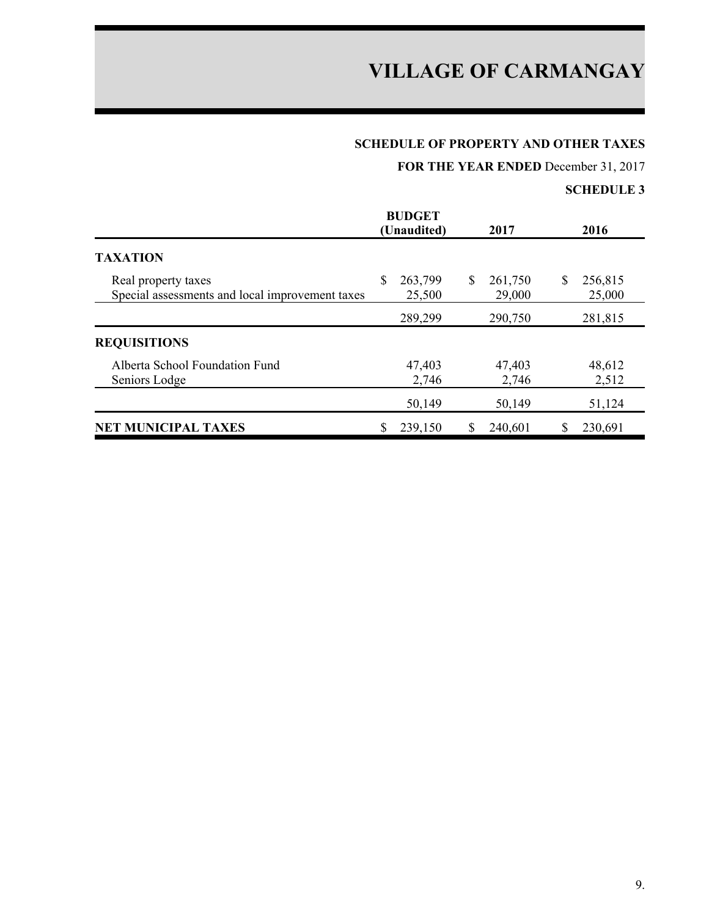# VILLAGE OF CARMANGAY

## SCHEDULE OF PROPERTY AND OTHER TAXES

**FOR THE YEAR ENDED** December 31, 2017

**SCHEDULE 3**

| | BUDGET (Unaudited) | 2017 | 2016 |
|---|---|---|---|
| **TAXATION** | | | |
| Real property taxes | $ 263,799 | $ 261,750 | $ 256,815 |
| Special assessments and local improvement taxes | 25,500 | 29,000 | 25,000 |
| | 289,299 | 290,750 | 281,815 |
| **REQUISITIONS** | | | |
| Alberta School Foundation Fund | 47,403 | 47,403 | 48,612 |
| Seniors Lodge | 2,746 | 2,746 | 2,512 |
| | 50,149 | 50,149 | 51,124 |
| **NET MUNICIPAL TAXES** | $ 239,150 | $ 240,601 | $ 230,691 |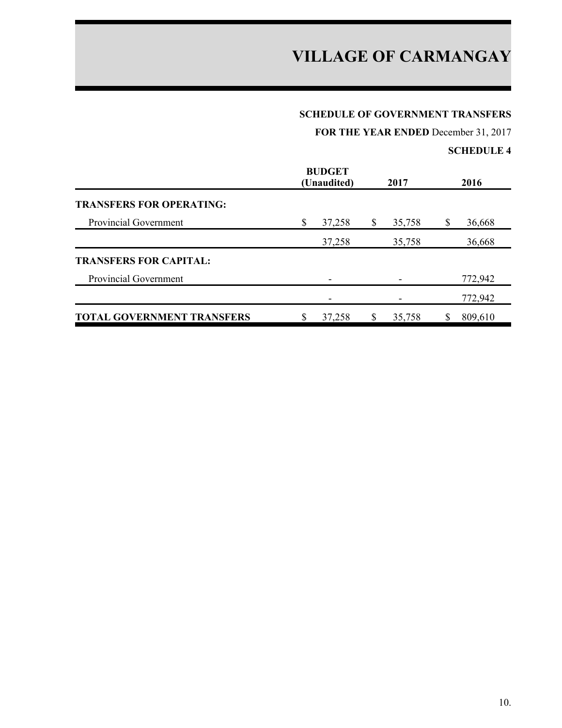# VILLAGE OF CARMANGAY

**SCHEDULE OF GOVERNMENT TRANSFERS**

**FOR THE YEAR ENDED** December 31, 2017

**SCHEDULE 4**

| | BUDGET (Unaudited) | 2017 | 2016 |
|---|---|---|---|
| **TRANSFERS FOR OPERATING:** | | | |
| Provincial Government | $ 37,258 | $ 35,758 | $ 36,668 |
| | 37,258 | 35,758 | 36,668 |
| **TRANSFERS FOR CAPITAL:** | | | |
| Provincial Government | - | - | 772,942 |
| | - | - | 772,942 |
| **TOTAL GOVERNMENT TRANSFERS** | $ 37,258 | $ 35,758 | $ 809,610 |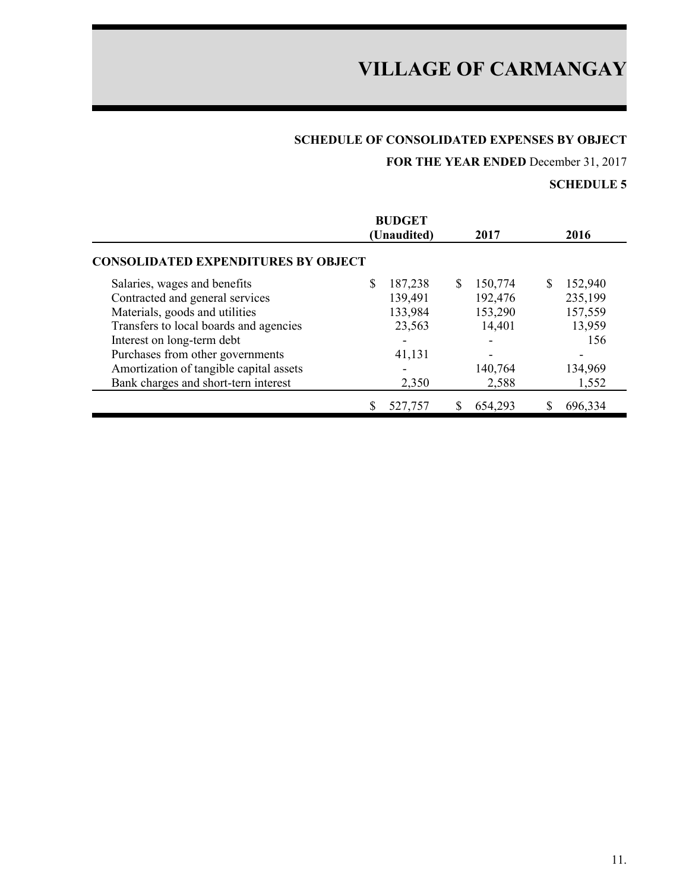# VILLAGE OF CARMANGAY

## SCHEDULE OF CONSOLIDATED EXPENSES BY OBJECT

**FOR THE YEAR ENDED** December 31, 2017

**SCHEDULE 5**

| | BUDGET (Unaudited) | 2017 | 2016 |
|---|---|---|---|
| **CONSOLIDATED EXPENDITURES BY OBJECT** | | | |
| Salaries, wages and benefits | $ 187,238 | $ 150,774 | $ 152,940 |
| Contracted and general services | 139,491 | 192,476 | 235,199 |
| Materials, goods and utilities | 133,984 | 153,290 | 157,559 |
| Transfers to local boards and agencies | 23,563 | 14,401 | 13,959 |
| Interest on long-term debt | - | - | 156 |
| Purchases from other governments | 41,131 | - | - |
| Amortization of tangible capital assets | - | 140,764 | 134,969 |
| Bank charges and short-tern interest | 2,350 | 2,588 | 1,552 |
| | $ 527,757 | $ 654,293 | $ 696,334 |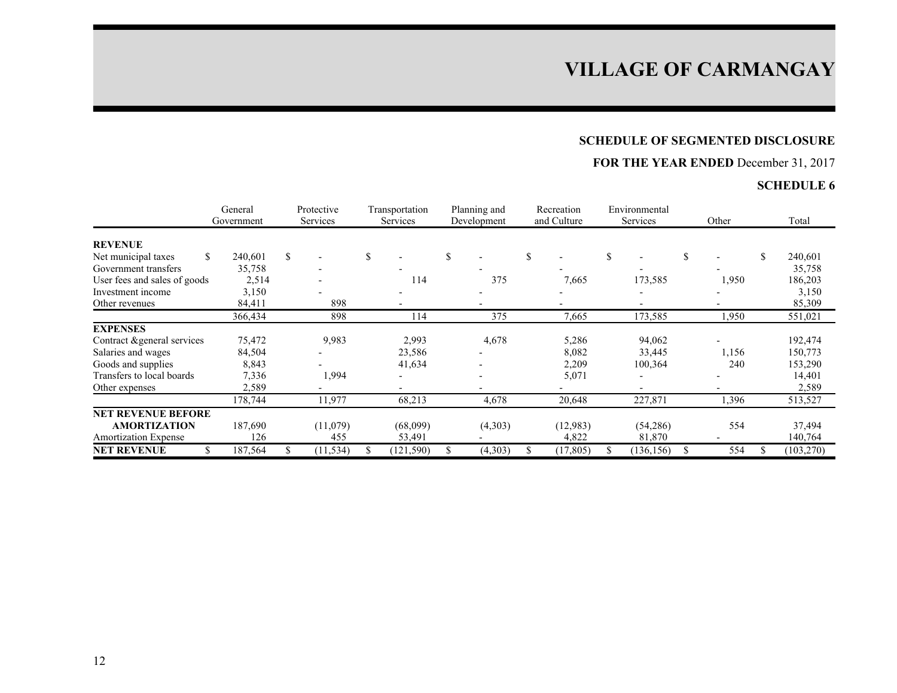# VILLAGE OF CARMANGAY

## SCHEDULE OF SEGMENTED DISCLOSURE

**FOR THE YEAR ENDED** December 31, 2017

**SCHEDULE 6**

| | General Government | Protective Services | Transportation Services | Planning and Development | Recreation and Culture | Environmental Services | Other | Total |
|---|---|---|---|---|---|---|---|---|
| **REVENUE** | | | | | | | | |
| Net municipal taxes | $ 240,601 | $ - | $ - | $ - | $ - | $ - | $ - | $ 240,601 |
| Government transfers | 35,758 | - | - | - | - | - | - | 35,758 |
| User fees and sales of goods | 2,514 | - | 114 | 375 | 7,665 | 173,585 | 1,950 | 186,203 |
| Investment income | 3,150 | - | - | - | - | - | - | 3,150 |
| Other revenues | 84,411 | 898 | - | - | - | - | - | 85,309 |
| | 366,434 | 898 | 114 | 375 | 7,665 | 173,585 | 1,950 | 551,021 |
| **EXPENSES** | | | | | | | | |
| Contract &general services | 75,472 | 9,983 | 2,993 | 4,678 | 5,286 | 94,062 | - | 192,474 |
| Salaries and wages | 84,504 | - | 23,586 | - | 8,082 | 33,445 | 1,156 | 150,773 |
| Goods and supplies | 8,843 | - | 41,634 | - | 2,209 | 100,364 | 240 | 153,290 |
| Transfers to local boards | 7,336 | 1,994 | - | - | 5,071 | - | - | 14,401 |
| Other expenses | 2,589 | - | - | - | - | - | - | 2,589 |
| | 178,744 | 11,977 | 68,213 | 4,678 | 20,648 | 227,871 | 1,396 | 513,527 |
| **NET REVENUE BEFORE AMORTIZATION** | 187,690 | (11,079) | (68,099) | (4,303) | (12,983) | (54,286) | 554 | 37,494 |
| Amortization Expense | 126 | 455 | 53,491 | - | 4,822 | 81,870 | - | 140,764 |
| **NET REVENUE** | $ 187,564 | $ (11,534) | $ (121,590) | $ (4,303) | $ (17,805) | $ (136,156) | $ 554 | $ (103,270) |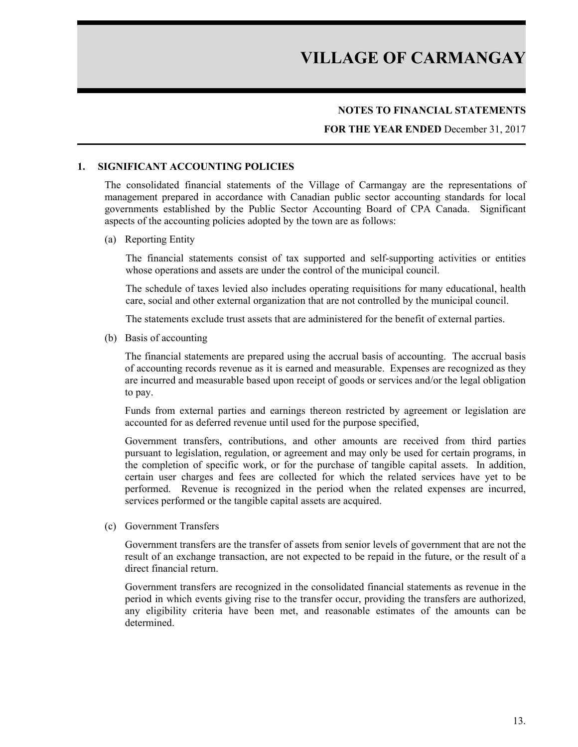# VILLAGE OF CARMANGAY

**NOTES TO FINANCIAL STATEMENTS**

**FOR THE YEAR ENDED** December 31, 2017

## 1. SIGNIFICANT ACCOUNTING POLICIES

The consolidated financial statements of the Village of Carmangay are the representations of management prepared in accordance with Canadian public sector accounting standards for local governments established by the Public Sector Accounting Board of CPA Canada. Significant aspects of the accounting policies adopted by the town are as follows:

(a) Reporting Entity

The financial statements consist of tax supported and self-supporting activities or entities whose operations and assets are under the control of the municipal council.

The schedule of taxes levied also includes operating requisitions for many educational, health care, social and other external organization that are not controlled by the municipal council.

The statements exclude trust assets that are administered for the benefit of external parties.

(b) Basis of accounting

The financial statements are prepared using the accrual basis of accounting. The accrual basis of accounting records revenue as it is earned and measurable. Expenses are recognized as they are incurred and measurable based upon receipt of goods or services and/or the legal obligation to pay.

Funds from external parties and earnings thereon restricted by agreement or legislation are accounted for as deferred revenue until used for the purpose specified,

Government transfers, contributions, and other amounts are received from third parties pursuant to legislation, regulation, or agreement and may only be used for certain programs, in the completion of specific work, or for the purchase of tangible capital assets. In addition, certain user charges and fees are collected for which the related services have yet to be performed. Revenue is recognized in the period when the related expenses are incurred, services performed or the tangible capital assets are acquired.

(c) Government Transfers

Government transfers are the transfer of assets from senior levels of government that are not the result of an exchange transaction, are not expected to be repaid in the future, or the result of a direct financial return.

Government transfers are recognized in the consolidated financial statements as revenue in the period in which events giving rise to the transfer occur, providing the transfers are authorized, any eligibility criteria have been met, and reasonable estimates of the amounts can be determined.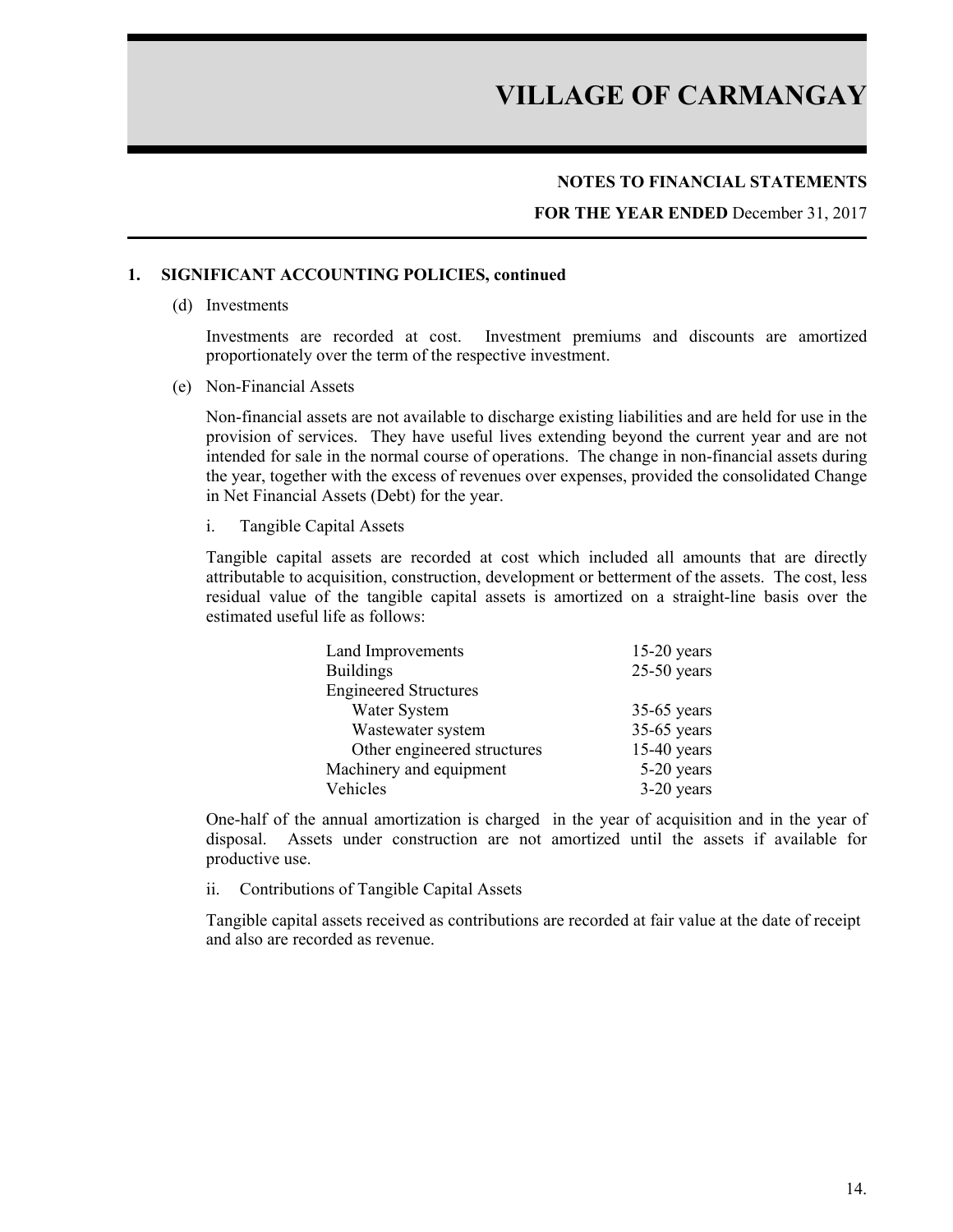# VILLAGE OF CARMANGAY

**NOTES TO FINANCIAL STATEMENTS**

**FOR THE YEAR ENDED** December 31, 2017

## 1. SIGNIFICANT ACCOUNTING POLICIES, continued

(d) Investments

Investments are recorded at cost. Investment premiums and discounts are amortized proportionately over the term of the respective investment.

(e) Non-Financial Assets

Non-financial assets are not available to discharge existing liabilities and are held for use in the provision of services. They have useful lives extending beyond the current year and are not intended for sale in the normal course of operations. The change in non-financial assets during the year, together with the excess of revenues over expenses, provided the consolidated Change in Net Financial Assets (Debt) for the year.

i. Tangible Capital Assets

Tangible capital assets are recorded at cost which included all amounts that are directly attributable to acquisition, construction, development or betterment of the assets. The cost, less residual value of the tangible capital assets is amortized on a straight-line basis over the estimated useful life as follows:

| | |
|---|---|
| Land Improvements | 15-20 years |
| Buildings | 25-50 years |
| Engineered Structures | |
| Water System | 35-65 years |
| Wastewater system | 35-65 years |
| Other engineered structures | 15-40 years |
| Machinery and equipment | 5-20 years |
| Vehicles | 3-20 years |

One-half of the annual amortization is charged in the year of acquisition and in the year of disposal. Assets under construction are not amortized until the assets if available for productive use.

ii. Contributions of Tangible Capital Assets

Tangible capital assets received as contributions are recorded at fair value at the date of receipt and also are recorded as revenue.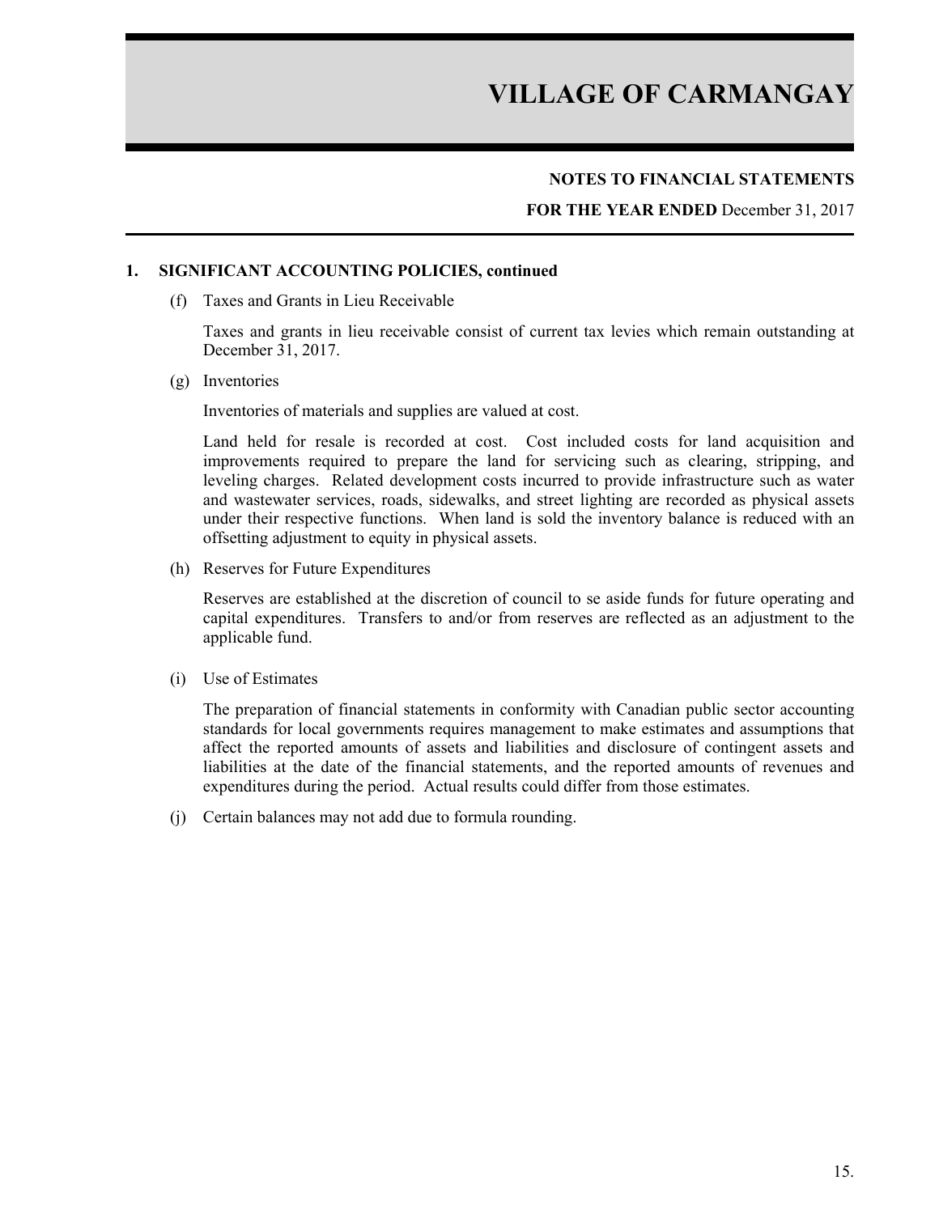# VILLAGE OF CARMANGAY

**NOTES TO FINANCIAL STATEMENTS**

**FOR THE YEAR ENDED** December 31, 2017

## 1. SIGNIFICANT ACCOUNTING POLICIES, continued

(f) Taxes and Grants in Lieu Receivable

Taxes and grants in lieu receivable consist of current tax levies which remain outstanding at December 31, 2017.

(g) Inventories

Inventories of materials and supplies are valued at cost.

Land held for resale is recorded at cost. Cost included costs for land acquisition and improvements required to prepare the land for servicing such as clearing, stripping, and leveling charges. Related development costs incurred to provide infrastructure such as water and wastewater services, roads, sidewalks, and street lighting are recorded as physical assets under their respective functions. When land is sold the inventory balance is reduced with an offsetting adjustment to equity in physical assets.

(h) Reserves for Future Expenditures

Reserves are established at the discretion of council to se aside funds for future operating and capital expenditures. Transfers to and/or from reserves are reflected as an adjustment to the applicable fund.

(i) Use of Estimates

The preparation of financial statements in conformity with Canadian public sector accounting standards for local governments requires management to make estimates and assumptions that affect the reported amounts of assets and liabilities and disclosure of contingent assets and liabilities at the date of the financial statements, and the reported amounts of revenues and expenditures during the period. Actual results could differ from those estimates.

(j) Certain balances may not add due to formula rounding.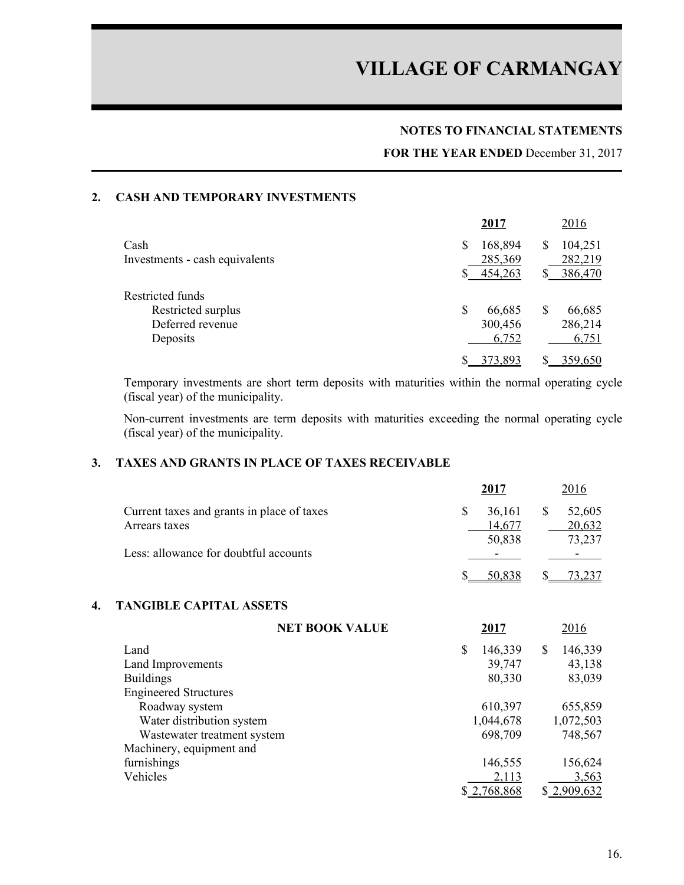# VILLAGE OF CARMANGAY

**NOTES TO FINANCIAL STATEMENTS**

**FOR THE YEAR ENDED** December 31, 2017

## 2. CASH AND TEMPORARY INVESTMENTS

| | **2017** | 2016 |
|---|---|---|
| Cash | $ 168,894 | $ 104,251 |
| Investments - cash equivalents | 285,369 | 282,219 |
| | $ 454,263 | $ 386,470 |
| Restricted funds | | |
| Restricted surplus | $ 66,685 | $ 66,685 |
| Deferred revenue | 300,456 | 286,214 |
| Deposits | 6,752 | 6,751 |
| | $ 373,893 | $ 359,650 |

Temporary investments are short term deposits with maturities within the normal operating cycle (fiscal year) of the municipality.

Non-current investments are term deposits with maturities exceeding the normal operating cycle (fiscal year) of the municipality.

## 3. TAXES AND GRANTS IN PLACE OF TAXES RECEIVABLE

| | **2017** | 2016 |
|---|---|---|
| Current taxes and grants in place of taxes | $ 36,161 | $ 52,605 |
| Arrears taxes | 14,677 | 20,632 |
| | 50,838 | 73,237 |
| Less: allowance for doubtful accounts | - | - |
| | $ 50,838 | $ 73,237 |

## 4. TANGIBLE CAPITAL ASSETS

| **NET BOOK VALUE** | **2017** | 2016 |
|---|---|---|
| Land | $ 146,339 | $ 146,339 |
| Land Improvements | 39,747 | 43,138 |
| Buildings | 80,330 | 83,039 |
| Engineered Structures | | |
| Roadway system | 610,397 | 655,859 |
| Water distribution system | 1,044,678 | 1,072,503 |
| Wastewater treatment system | 698,709 | 748,567 |
| Machinery, equipment and furnishings | 146,555 | 156,624 |
| Vehicles | 2,113 | 3,563 |
| | $ 2,768,868 | $ 2,909,632 |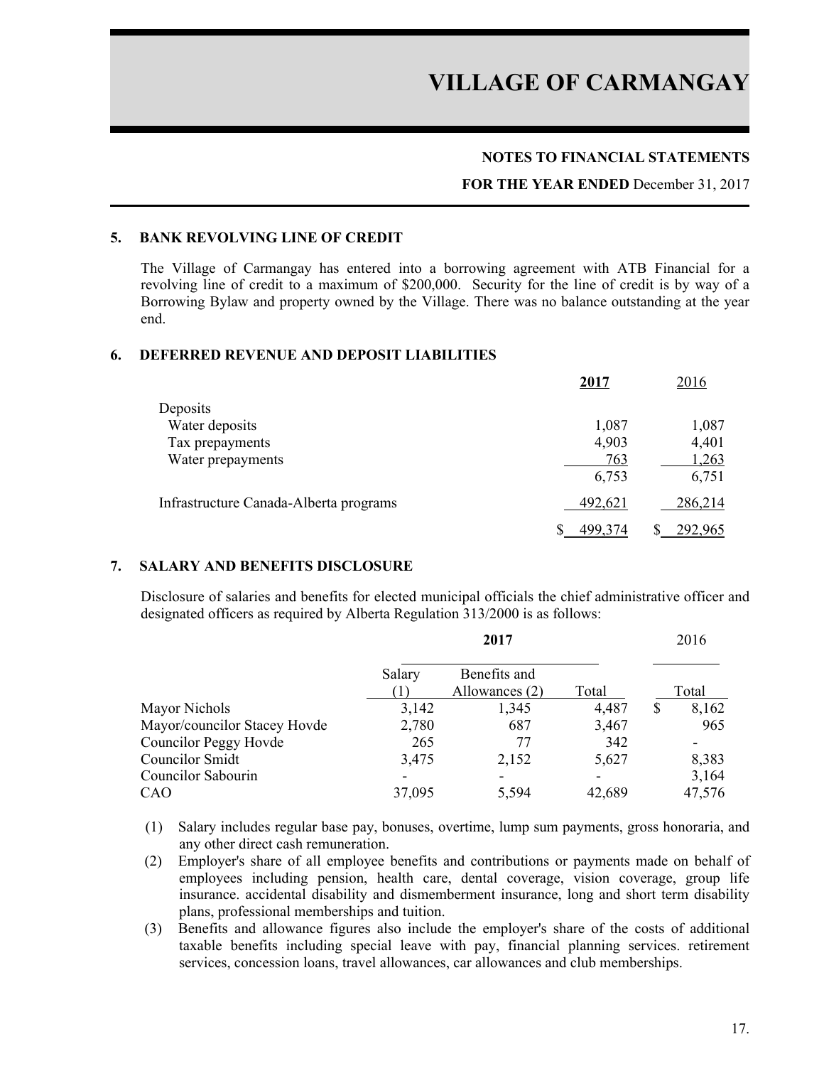# VILLAGE OF CARMANGAY

**NOTES TO FINANCIAL STATEMENTS**

**FOR THE YEAR ENDED** December 31, 2017

## 5. BANK REVOLVING LINE OF CREDIT

The Village of Carmangay has entered into a borrowing agreement with ATB Financial for a revolving line of credit to a maximum of $200,000. Security for the line of credit is by way of a Borrowing Bylaw and property owned by the Village. There was no balance outstanding at the year end.

## 6. DEFERRED REVENUE AND DEPOSIT LIABILITIES

| | **2017** | 2016 |
|---|---|---|
| Deposits | | |
| Water deposits | 1,087 | 1,087 |
| Tax prepayments | 4,903 | 4,401 |
| Water prepayments | 763 | 1,263 |
| | 6,753 | 6,751 |
| Infrastructure Canada-Alberta programs | 492,621 | 286,214 |
| | $ 499,374 | $ 292,965 |

## 7. SALARY AND BENEFITS DISCLOSURE

Disclosure of salaries and benefits for elected municipal officials the chief administrative officer and designated officers as required by Alberta Regulation 313/2000 is as follows:

| | **2017** | | | 2016 |
|---|---|---|---|---|
| | Salary (1) | Benefits and Allowances (2) | Total | Total |
| Mayor Nichols | 3,142 | 1,345 | 4,487 | $ 8,162 |
| Mayor/councilor Stacey Hovde | 2,780 | 687 | 3,467 | 965 |
| Councilor Peggy Hovde | 265 | 77 | 342 | - |
| Councilor Smidt | 3,475 | 2,152 | 5,627 | 8,383 |
| Councilor Sabourin | - | - | - | 3,164 |
| CAO | 37,095 | 5,594 | 42,689 | 47,576 |

(1) Salary includes regular base pay, bonuses, overtime, lump sum payments, gross honoraria, and any other direct cash remuneration.

(2) Employer's share of all employee benefits and contributions or payments made on behalf of employees including pension, health care, dental coverage, vision coverage, group life insurance. accidental disability and dismemberment insurance, long and short term disability plans, professional memberships and tuition.

(3) Benefits and allowance figures also include the employer's share of the costs of additional taxable benefits including special leave with pay, financial planning services. retirement services, concession loans, travel allowances, car allowances and club memberships.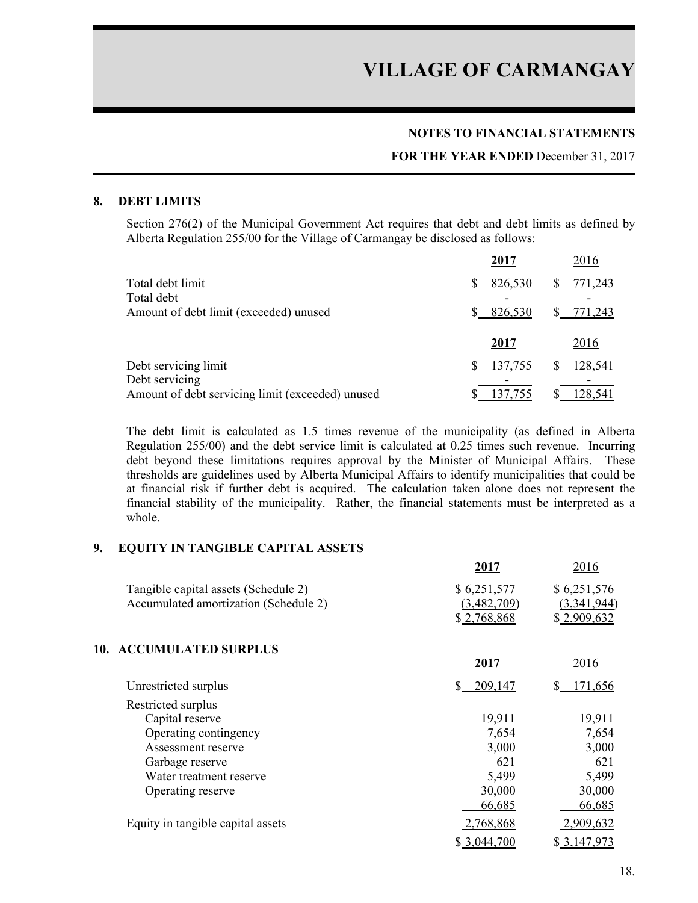# VILLAGE OF CARMANGAY

**NOTES TO FINANCIAL STATEMENTS**

**FOR THE YEAR ENDED** December 31, 2017

## 8. DEBT LIMITS

Section 276(2) of the Municipal Government Act requires that debt and debt limits as defined by Alberta Regulation 255/00 for the Village of Carmangay be disclosed as follows:

| | **2017** | 2016 |
|---|---|---|
| Total debt limit | $ 826,530 | $ 771,243 |
| Total debt | - | - |
| Amount of debt limit (exceeded) unused | $ 826,530 | $ 771,243 |

| | **2017** | 2016 |
|---|---|---|
| Debt servicing limit | $ 137,755 | $ 128,541 |
| Debt servicing | - | - |
| Amount of debt servicing limit (exceeded) unused | $ 137,755 | $ 128,541 |

The debt limit is calculated as 1.5 times revenue of the municipality (as defined in Alberta Regulation 255/00) and the debt service limit is calculated at 0.25 times such revenue. Incurring debt beyond these limitations requires approval by the Minister of Municipal Affairs. These thresholds are guidelines used by Alberta Municipal Affairs to identify municipalities that could be at financial risk if further debt is acquired. The calculation taken alone does not represent the financial stability of the municipality. Rather, the financial statements must be interpreted as a whole.

## 9. EQUITY IN TANGIBLE CAPITAL ASSETS

| | **2017** | 2016 |
|---|---|---|
| Tangible capital assets (Schedule 2) | $ 6,251,577 | $ 6,251,576 |
| Accumulated amortization (Schedule 2) | (3,482,709) | (3,341,944) |
| | $ 2,768,868 | $ 2,909,632 |

## 10. ACCUMULATED SURPLUS

| | **2017** | 2016 |
|---|---|---|
| Unrestricted surplus | $ 209,147 | $ 171,656 |
| Restricted surplus | | |
| Capital reserve | 19,911 | 19,911 |
| Operating contingency | 7,654 | 7,654 |
| Assessment reserve | 3,000 | 3,000 |
| Garbage reserve | 621 | 621 |
| Water treatment reserve | 5,499 | 5,499 |
| Operating reserve | 30,000 | 30,000 |
| | 66,685 | 66,685 |
| Equity in tangible capital assets | 2,768,868 | 2,909,632 |
| | $ 3,044,700 | $ 3,147,973 |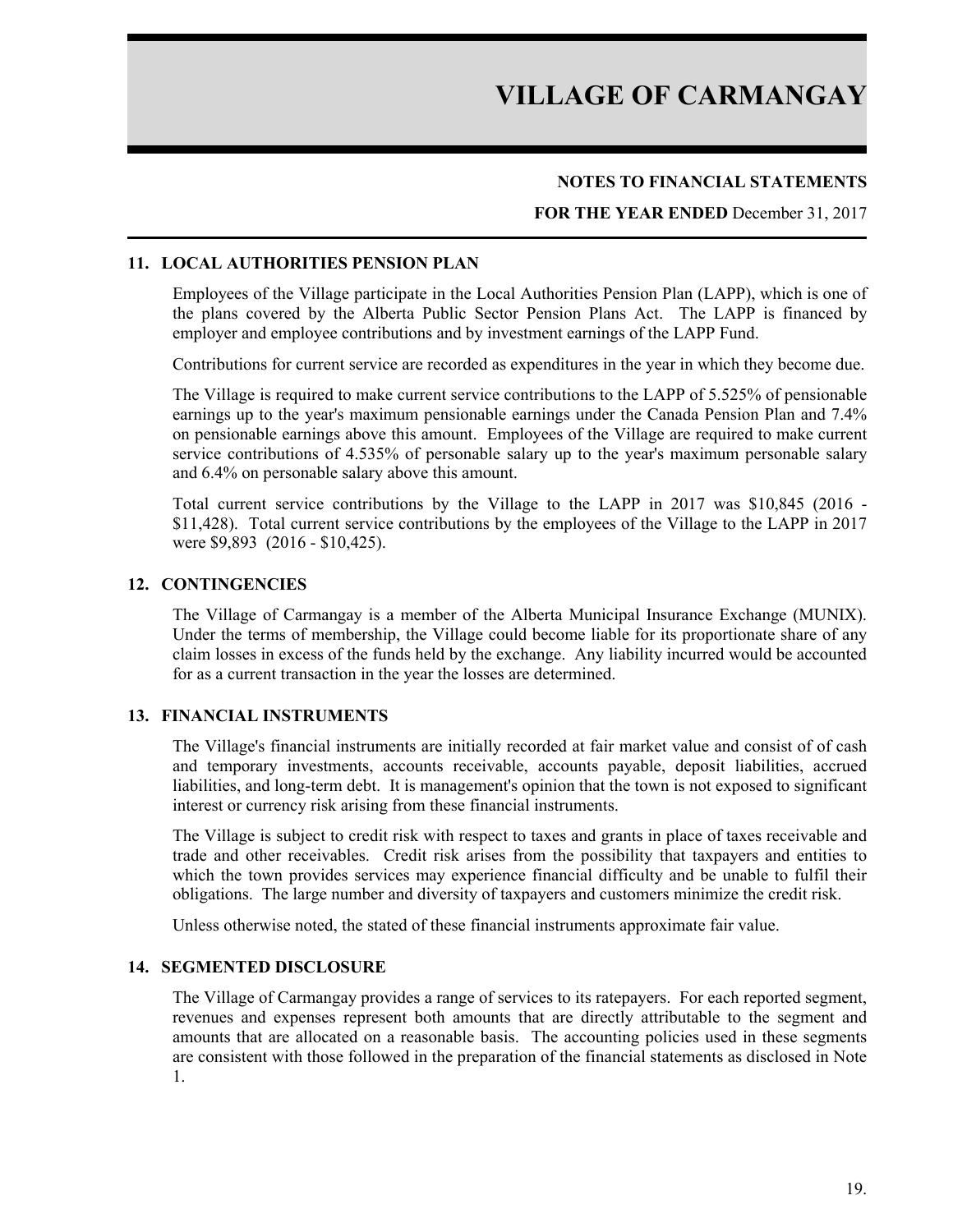# VILLAGE OF CARMANGAY

**NOTES TO FINANCIAL STATEMENTS**

**FOR THE YEAR ENDED** December 31, 2017

## 11. LOCAL AUTHORITIES PENSION PLAN

Employees of the Village participate in the Local Authorities Pension Plan (LAPP), which is one of the plans covered by the Alberta Public Sector Pension Plans Act. The LAPP is financed by employer and employee contributions and by investment earnings of the LAPP Fund.

Contributions for current service are recorded as expenditures in the year in which they become due.

The Village is required to make current service contributions to the LAPP of 5.525% of pensionable earnings up to the year's maximum pensionable earnings under the Canada Pension Plan and 7.4% on pensionable earnings above this amount. Employees of the Village are required to make current service contributions of 4.535% of personable salary up to the year's maximum personable salary and 6.4% on personable salary above this amount.

Total current service contributions by the Village to the LAPP in 2017 was $10,845 (2016 - $11,428). Total current service contributions by the employees of the Village to the LAPP in 2017 were $9,893 (2016 - $10,425).

## 12. CONTINGENCIES

The Village of Carmangay is a member of the Alberta Municipal Insurance Exchange (MUNIX). Under the terms of membership, the Village could become liable for its proportionate share of any claim losses in excess of the funds held by the exchange. Any liability incurred would be accounted for as a current transaction in the year the losses are determined.

## 13. FINANCIAL INSTRUMENTS

The Village's financial instruments are initially recorded at fair market value and consist of of cash and temporary investments, accounts receivable, accounts payable, deposit liabilities, accrued liabilities, and long-term debt. It is management's opinion that the town is not exposed to significant interest or currency risk arising from these financial instruments.

The Village is subject to credit risk with respect to taxes and grants in place of taxes receivable and trade and other receivables. Credit risk arises from the possibility that taxpayers and entities to which the town provides services may experience financial difficulty and be unable to fulfil their obligations. The large number and diversity of taxpayers and customers minimize the credit risk.

Unless otherwise noted, the stated of these financial instruments approximate fair value.

## 14. SEGMENTED DISCLOSURE

The Village of Carmangay provides a range of services to its ratepayers. For each reported segment, revenues and expenses represent both amounts that are directly attributable to the segment and amounts that are allocated on a reasonable basis. The accounting policies used in these segments are consistent with those followed in the preparation of the financial statements as disclosed in Note 1.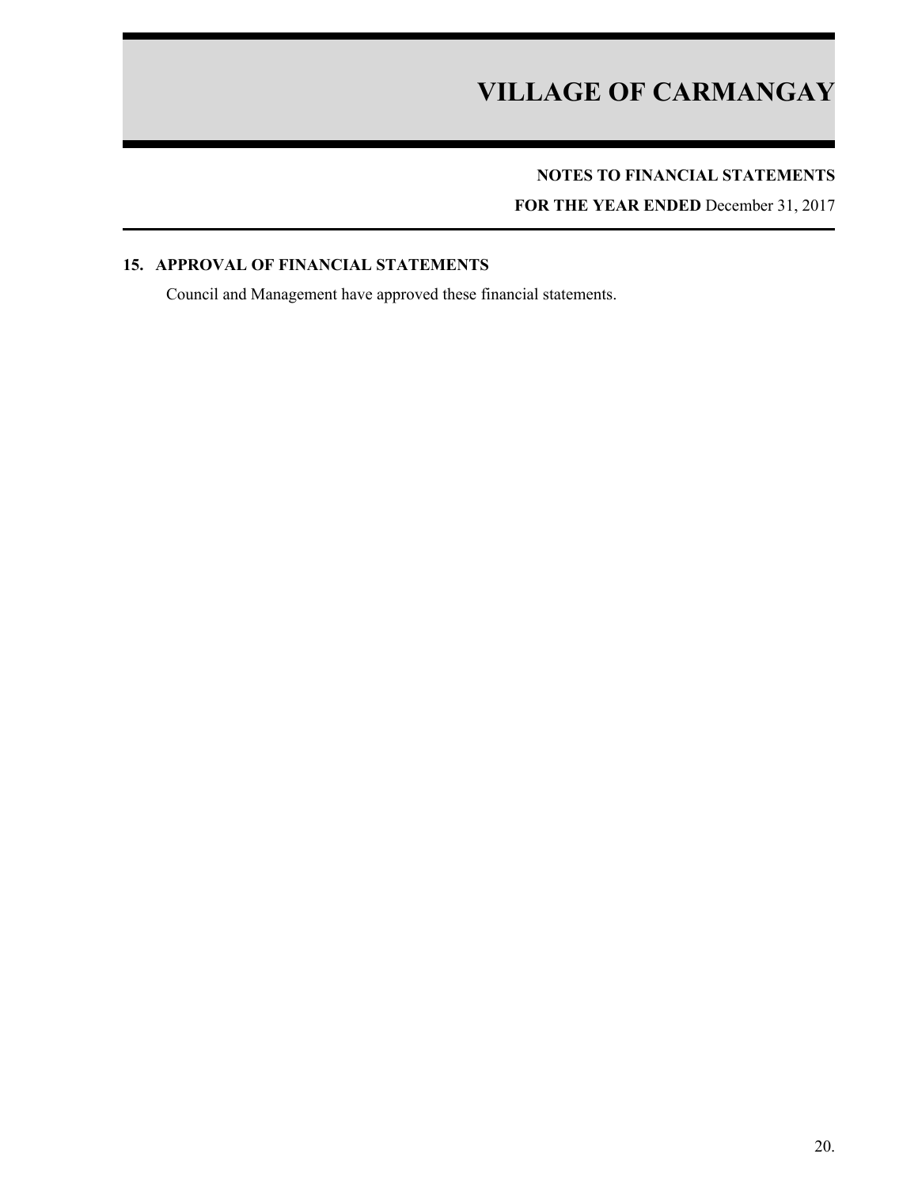## 15. APPROVAL OF FINANCIAL STATEMENTS

Council and Management have approved these financial statements.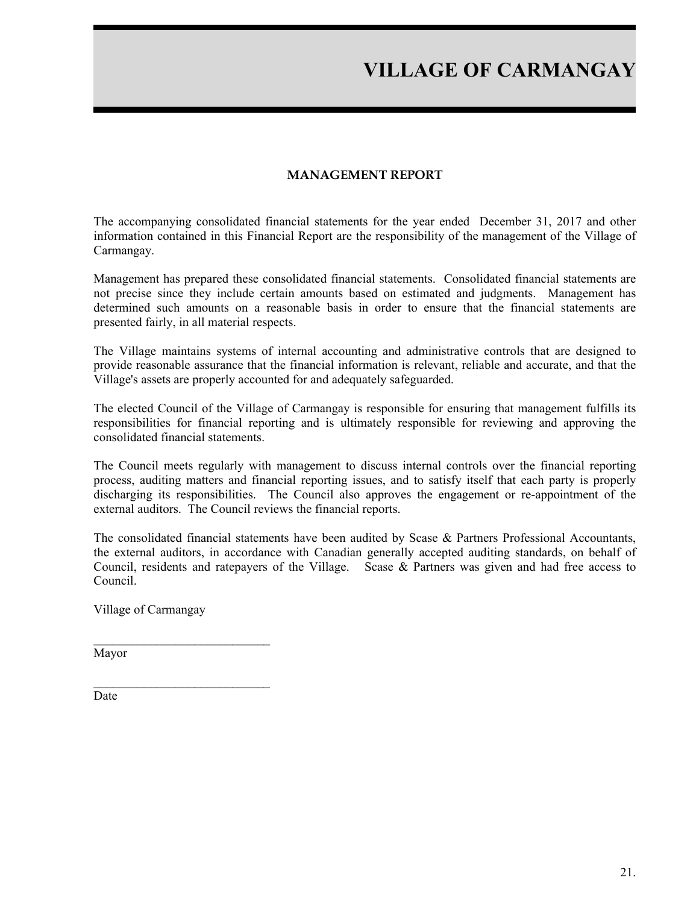# VILLAGE OF CARMANGAY

## MANAGEMENT REPORT

The accompanying consolidated financial statements for the year ended December 31, 2017 and other information contained in this Financial Report are the responsibility of the management of the Village of Carmangay.

Management has prepared these consolidated financial statements. Consolidated financial statements are not precise since they include certain amounts based on estimated and judgments. Management has determined such amounts on a reasonable basis in order to ensure that the financial statements are presented fairly, in all material respects.

The Village maintains systems of internal accounting and administrative controls that are designed to provide reasonable assurance that the financial information is relevant, reliable and accurate, and that the Village's assets are properly accounted for and adequately safeguarded.

The elected Council of the Village of Carmangay is responsible for ensuring that management fulfills its responsibilities for financial reporting and is ultimately responsible for reviewing and approving the consolidated financial statements.

The Council meets regularly with management to discuss internal controls over the financial reporting process, auditing matters and financial reporting issues, and to satisfy itself that each party is properly discharging its responsibilities. The Council also approves the engagement or re-appointment of the external auditors. The Council reviews the financial reports.

The consolidated financial statements have been audited by Scase & Partners Professional Accountants, the external auditors, in accordance with Canadian generally accepted auditing standards, on behalf of Council, residents and ratepayers of the Village. Scase & Partners was given and had free access to Council.

Village of Carmangay

\_\_\_\_\_\_\_\_\_\_\_\_\_\_\_\_\_\_\_\_\_\_\_\_\_\_\_\_
Mayor

\_\_\_\_\_\_\_\_\_\_\_\_\_\_\_\_\_\_\_\_\_\_\_\_\_\_\_\_
Date